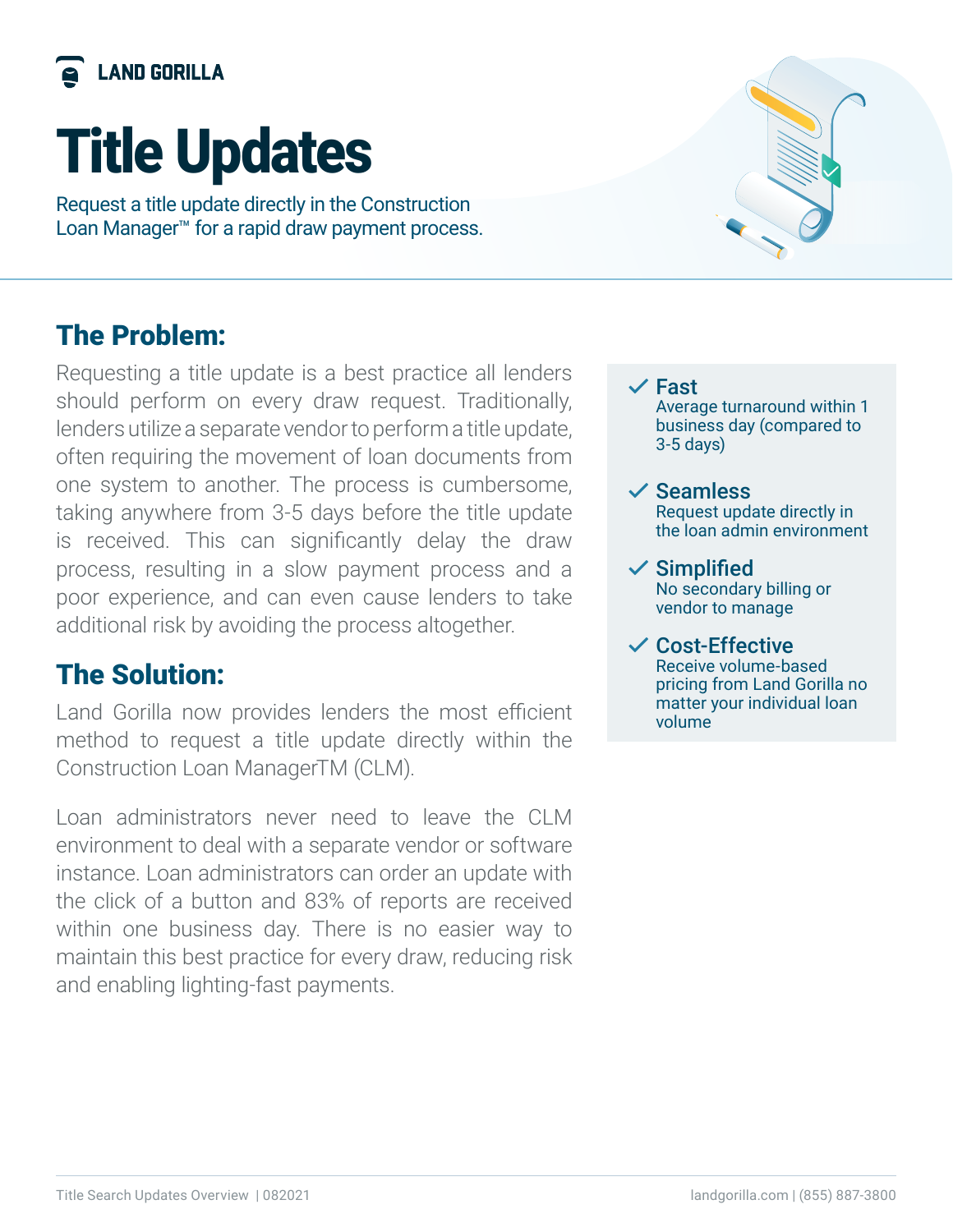LAND GORILLA

# Title Updates

Request a title update directly in the Construction Loan Manager™ for a rapid draw payment process.

## The Problem:

Requesting a title update is a best practice all lenders should perform on every draw request. Traditionally, lenders utilize a separate vendor to perform a title update, often requiring the movement of loan documents from one system to another. The process is cumbersome, taking anywhere from 3-5 days before the title update is received. This can significantly delay the draw process, resulting in a slow payment process and a poor experience, and can even cause lenders to take additional risk by avoiding the process altogether.

## The Solution:

Land Gorilla now provides lenders the most efficient method to request a title update directly within the Construction Loan ManagerTM (CLM).

Loan administrators never need to leave the CLM environment to deal with a separate vendor or software instance. Loan administrators can order an update with the click of a button and 83% of reports are received within one business day. There is no easier way to maintain this best practice for every draw, reducing risk and enabling lighting-fast payments.

- ✓ **Fast**
  Average turnaround within 1 business day (compared to 3-5 days)
- ✓ **Seamless**
  Request update directly in the loan admin environment
- ✓ **Simplified**
  No secondary billing or vendor to manage
- ✓ **Cost-Effective**
  Receive volume-based pricing from Land Gorilla no matter your individual loan volume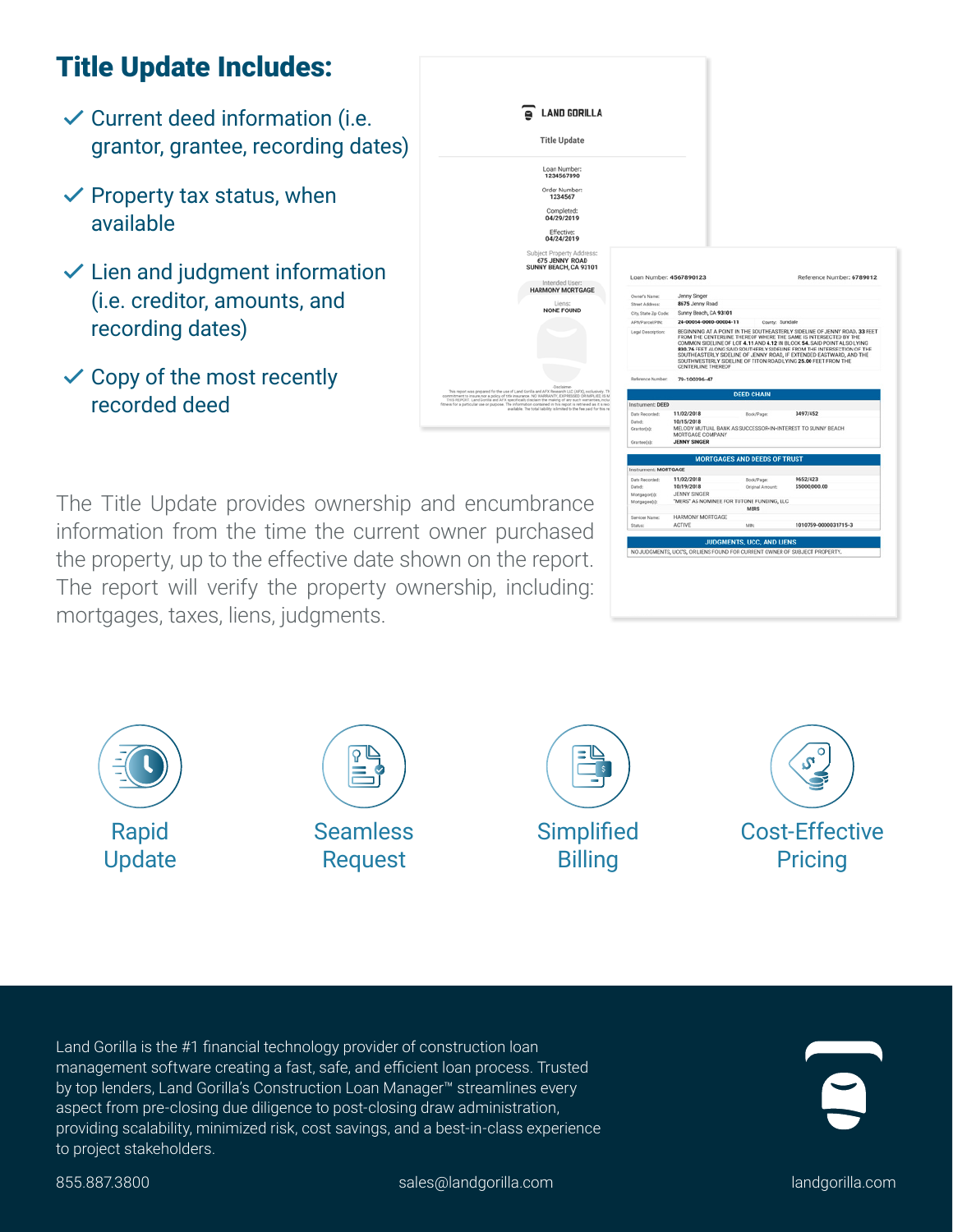## Title Update Includes:

- Current deed information (i.e. grantor, grantee, recording dates)
- Property tax status, when available
- Lien and judgment information (i.e. creditor, amounts, and recording dates)
- Copy of the most recently recorded deed

The Title Update provides ownership and encumbrance information from the time the current owner purchased the property, up to the effective date shown on the report. The report will verify the property ownership, including: mortgages, taxes, liens, judgments.

Rapid Update

Seamless Request

Simplified Billing

Cost-Effective Pricing

Land Gorilla is the #1 financial technology provider of construction loan management software creating a fast, safe, and efficient loan process. Trusted by top lenders, Land Gorilla's Construction Loan Manager™ streamlines every aspect from pre-closing due diligence to post-closing draw administration, providing scalability, minimized risk, cost savings, and a best-in-class experience to project stakeholders.

855.887.3800    sales@landgorilla.com    landgorilla.com